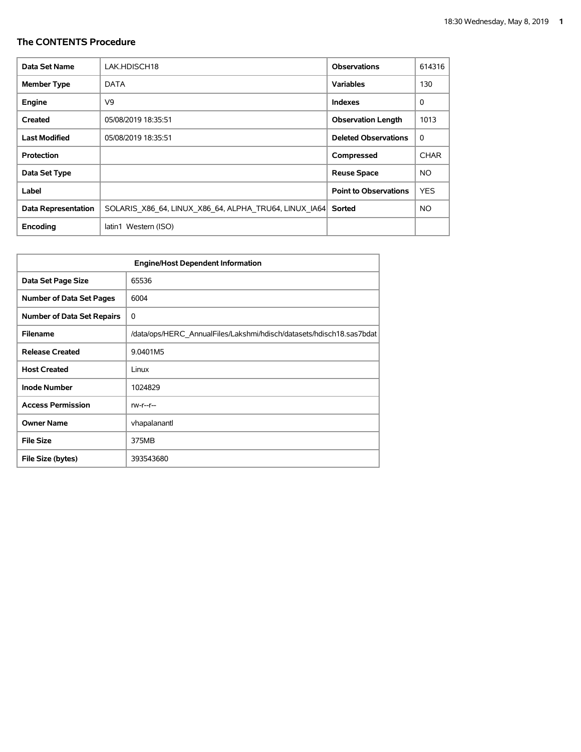## The CONTENTS Procedure

| | | | |
|---|---|---|---|
| **Data Set Name** | LAK.HDISCH18 | **Observations** | 614316 |
| **Member Type** | DATA | **Variables** | 130 |
| **Engine** | V9 | **Indexes** | 0 |
| **Created** | 05/08/2019 18:35:51 | **Observation Length** | 1013 |
| **Last Modified** | 05/08/2019 18:35:51 | **Deleted Observations** | 0 |
| **Protection** | | **Compressed** | CHAR |
| **Data Set Type** | | **Reuse Space** | NO |
| **Label** | | **Point to Observations** | YES |
| **Data Representation** | SOLARIS_X86_64, LINUX_X86_64, ALPHA_TRU64, LINUX_IA64 | **Sorted** | NO |
| **Encoding** | latin1 Western (ISO) | | |

| Engine/Host Dependent Information | |
|---|---|
| **Data Set Page Size** | 65536 |
| **Number of Data Set Pages** | 6004 |
| **Number of Data Set Repairs** | 0 |
| **Filename** | /data/ops/HERC_AnnualFiles/Lakshmi/hdisch/datasets/hdisch18.sas7bdat |
| **Release Created** | 9.0401M5 |
| **Host Created** | Linux |
| **Inode Number** | 1024829 |
| **Access Permission** | rw-r--r-- |
| **Owner Name** | vhapalanantl |
| **File Size** | 375MB |
| **File Size (bytes)** | 393543680 |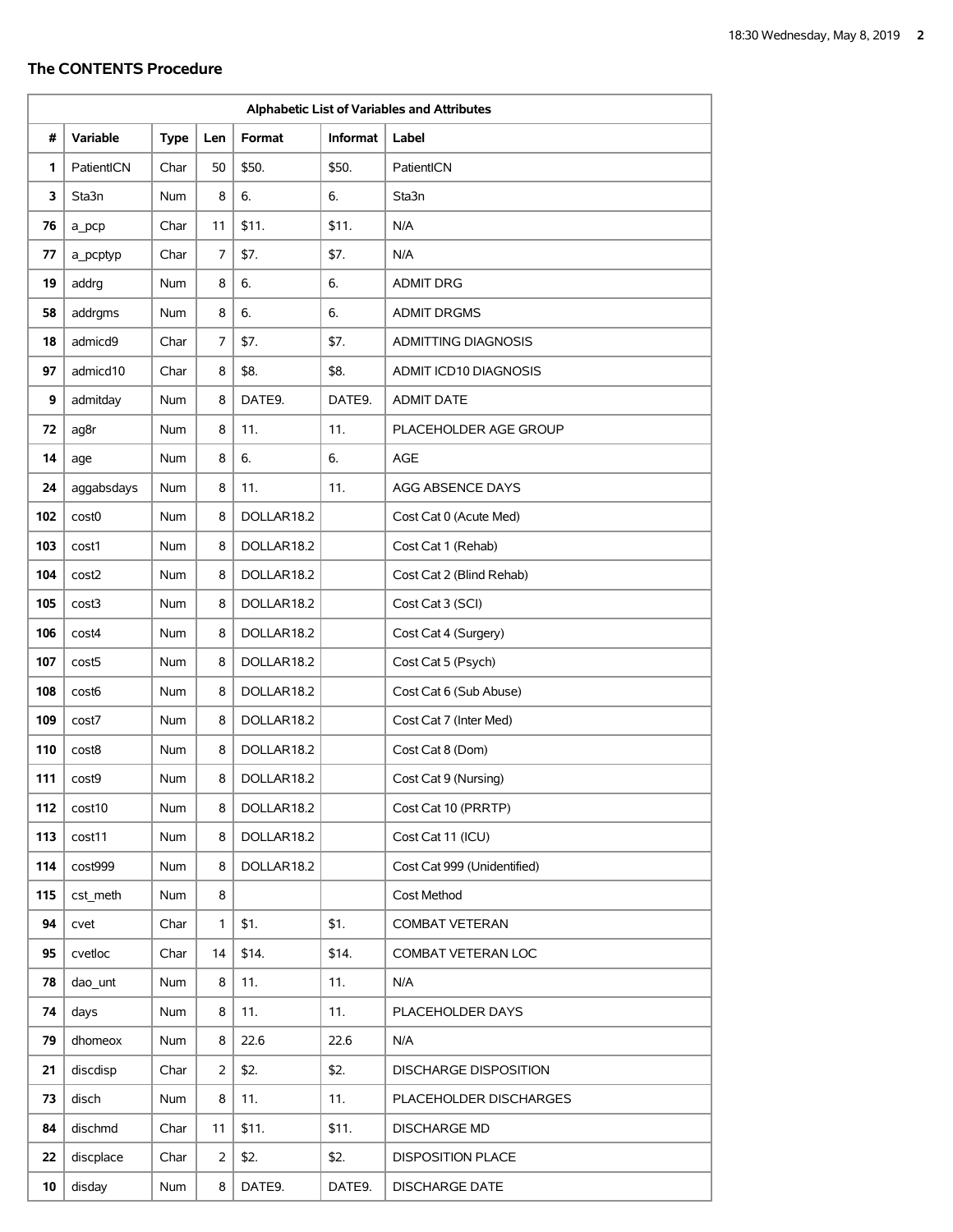## The CONTENTS Procedure

| Alphabetic List of Variables and Attributes | | | | | | |
|---|---|---|---|---|---|---|
| # | Variable | Type | Len | Format | Informat | Label |
| 1 | PatientICN | Char | 50 | $50. | $50. | PatientICN |
| 3 | Sta3n | Num | 8 | 6. | 6. | Sta3n |
| 76 | a_pcp | Char | 11 | $11. | $11. | N/A |
| 77 | a_pcptyp | Char | 7 | $7. | $7. | N/A |
| 19 | addrg | Num | 8 | 6. | 6. | ADMIT DRG |
| 58 | addrgms | Num | 8 | 6. | 6. | ADMIT DRGMS |
| 18 | admicd9 | Char | 7 | $7. | $7. | ADMITTING DIAGNOSIS |
| 97 | admicd10 | Char | 8 | $8. | $8. | ADMIT ICD10 DIAGNOSIS |
| 9 | admitday | Num | 8 | DATE9. | DATE9. | ADMIT DATE |
| 72 | ag8r | Num | 8 | 11. | 11. | PLACEHOLDER AGE GROUP |
| 14 | age | Num | 8 | 6. | 6. | AGE |
| 24 | aggabsdays | Num | 8 | 11. | 11. | AGG ABSENCE DAYS |
| 102 | cost0 | Num | 8 | DOLLAR18.2 | | Cost Cat 0 (Acute Med) |
| 103 | cost1 | Num | 8 | DOLLAR18.2 | | Cost Cat 1 (Rehab) |
| 104 | cost2 | Num | 8 | DOLLAR18.2 | | Cost Cat 2 (Blind Rehab) |
| 105 | cost3 | Num | 8 | DOLLAR18.2 | | Cost Cat 3 (SCI) |
| 106 | cost4 | Num | 8 | DOLLAR18.2 | | Cost Cat 4 (Surgery) |
| 107 | cost5 | Num | 8 | DOLLAR18.2 | | Cost Cat 5 (Psych) |
| 108 | cost6 | Num | 8 | DOLLAR18.2 | | Cost Cat 6 (Sub Abuse) |
| 109 | cost7 | Num | 8 | DOLLAR18.2 | | Cost Cat 7 (Inter Med) |
| 110 | cost8 | Num | 8 | DOLLAR18.2 | | Cost Cat 8 (Dom) |
| 111 | cost9 | Num | 8 | DOLLAR18.2 | | Cost Cat 9 (Nursing) |
| 112 | cost10 | Num | 8 | DOLLAR18.2 | | Cost Cat 10 (PRRTP) |
| 113 | cost11 | Num | 8 | DOLLAR18.2 | | Cost Cat 11 (ICU) |
| 114 | cost999 | Num | 8 | DOLLAR18.2 | | Cost Cat 999 (Unidentified) |
| 115 | cst_meth | Num | 8 | | | Cost Method |
| 94 | cvet | Char | 1 | $1. | $1. | COMBAT VETERAN |
| 95 | cvetloc | Char | 14 | $14. | $14. | COMBAT VETERAN LOC |
| 78 | dao_unt | Num | 8 | 11. | 11. | N/A |
| 74 | days | Num | 8 | 11. | 11. | PLACEHOLDER DAYS |
| 79 | dhomeox | Num | 8 | 22.6 | 22.6 | N/A |
| 21 | discdisp | Char | 2 | $2. | $2. | DISCHARGE DISPOSITION |
| 73 | disch | Num | 8 | 11. | 11. | PLACEHOLDER DISCHARGES |
| 84 | dischmd | Char | 11 | $11. | $11. | DISCHARGE MD |
| 22 | discplace | Char | 2 | $2. | $2. | DISPOSITION PLACE |
| 10 | disday | Num | 8 | DATE9. | DATE9. | DISCHARGE DATE |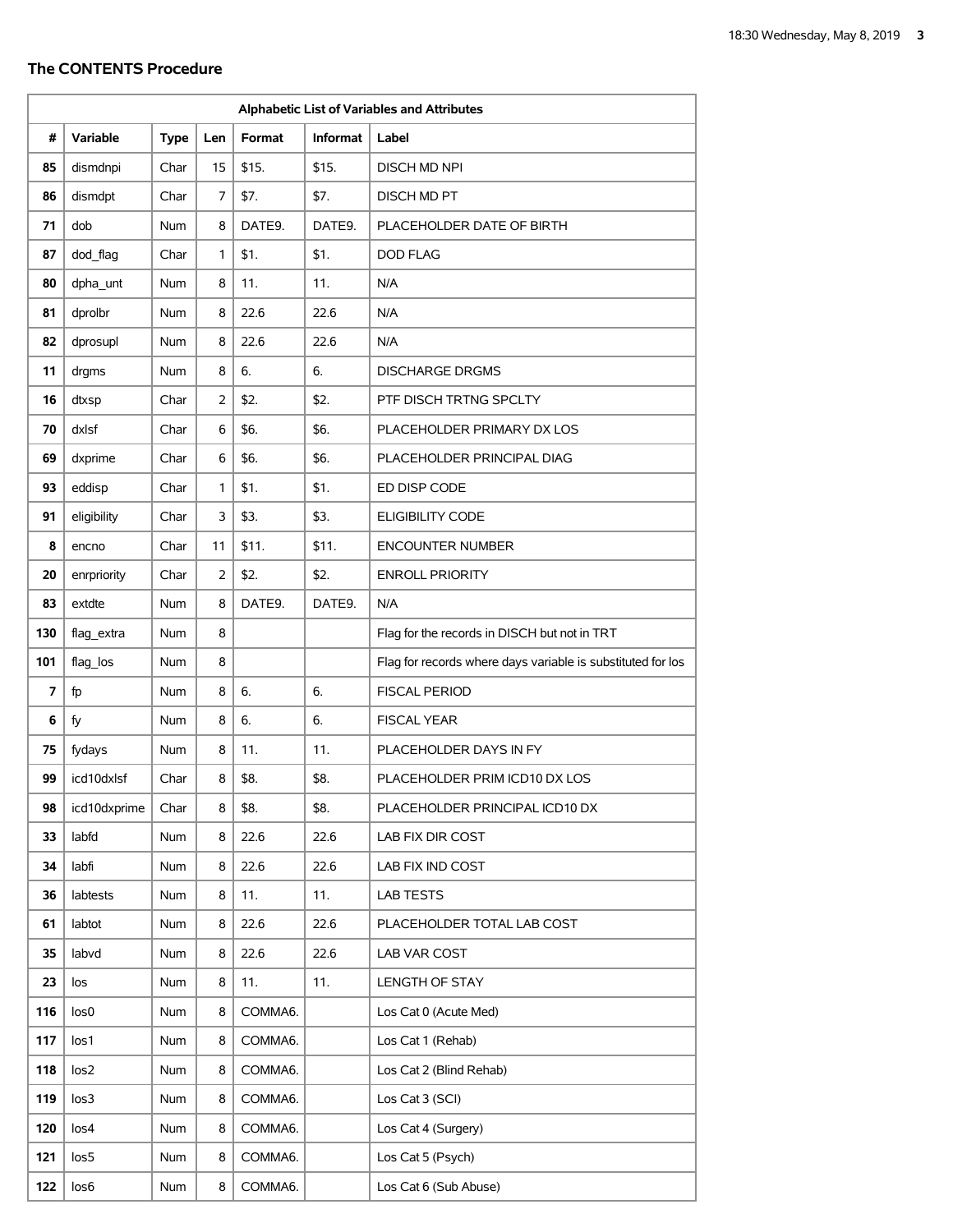### The CONTENTS Procedure

| Alphabetic List of Variables and Attributes | | | | | | |
|---|---|---|---|---|---|---|
| # | Variable | Type | Len | Format | Informat | Label |
| 85 | dismdnpi | Char | 15 | $15. | $15. | DISCH MD NPI |
| 86 | dismdpt | Char | 7 | $7. | $7. | DISCH MD PT |
| 71 | dob | Num | 8 | DATE9. | DATE9. | PLACEHOLDER DATE OF BIRTH |
| 87 | dod_flag | Char | 1 | $1. | $1. | DOD FLAG |
| 80 | dpha_unt | Num | 8 | 11. | 11. | N/A |
| 81 | dprolbr | Num | 8 | 22.6 | 22.6 | N/A |
| 82 | dprosupl | Num | 8 | 22.6 | 22.6 | N/A |
| 11 | drgms | Num | 8 | 6. | 6. | DISCHARGE DRGMS |
| 16 | dtxsp | Char | 2 | $2. | $2. | PTF DISCH TRTNG SPCLTY |
| 70 | dxlsf | Char | 6 | $6. | $6. | PLACEHOLDER PRIMARY DX LOS |
| 69 | dxprime | Char | 6 | $6. | $6. | PLACEHOLDER PRINCIPAL DIAG |
| 93 | eddisp | Char | 1 | $1. | $1. | ED DISP CODE |
| 91 | eligibility | Char | 3 | $3. | $3. | ELIGIBILITY CODE |
| 8 | encno | Char | 11 | $11. | $11. | ENCOUNTER NUMBER |
| 20 | enrpriority | Char | 2 | $2. | $2. | ENROLL PRIORITY |
| 83 | extdte | Num | 8 | DATE9. | DATE9. | N/A |
| 130 | flag_extra | Num | 8 | | | Flag for the records in DISCH but not in TRT |
| 101 | flag_los | Num | 8 | | | Flag for records where days variable is substituted for los |
| 7 | fp | Num | 8 | 6. | 6. | FISCAL PERIOD |
| 6 | fy | Num | 8 | 6. | 6. | FISCAL YEAR |
| 75 | fydays | Num | 8 | 11. | 11. | PLACEHOLDER DAYS IN FY |
| 99 | icd10dxlsf | Char | 8 | $8. | $8. | PLACEHOLDER PRIM ICD10 DX LOS |
| 98 | icd10dxprime | Char | 8 | $8. | $8. | PLACEHOLDER PRINCIPAL ICD10 DX |
| 33 | labfd | Num | 8 | 22.6 | 22.6 | LAB FIX DIR COST |
| 34 | labfi | Num | 8 | 22.6 | 22.6 | LAB FIX IND COST |
| 36 | labtests | Num | 8 | 11. | 11. | LAB TESTS |
| 61 | labtot | Num | 8 | 22.6 | 22.6 | PLACEHOLDER TOTAL LAB COST |
| 35 | labvd | Num | 8 | 22.6 | 22.6 | LAB VAR COST |
| 23 | los | Num | 8 | 11. | 11. | LENGTH OF STAY |
| 116 | los0 | Num | 8 | COMMA6. | | Los Cat 0 (Acute Med) |
| 117 | los1 | Num | 8 | COMMA6. | | Los Cat 1 (Rehab) |
| 118 | los2 | Num | 8 | COMMA6. | | Los Cat 2 (Blind Rehab) |
| 119 | los3 | Num | 8 | COMMA6. | | Los Cat 3 (SCI) |
| 120 | los4 | Num | 8 | COMMA6. | | Los Cat 4 (Surgery) |
| 121 | los5 | Num | 8 | COMMA6. | | Los Cat 5 (Psych) |
| 122 | los6 | Num | 8 | COMMA6. | | Los Cat 6 (Sub Abuse) |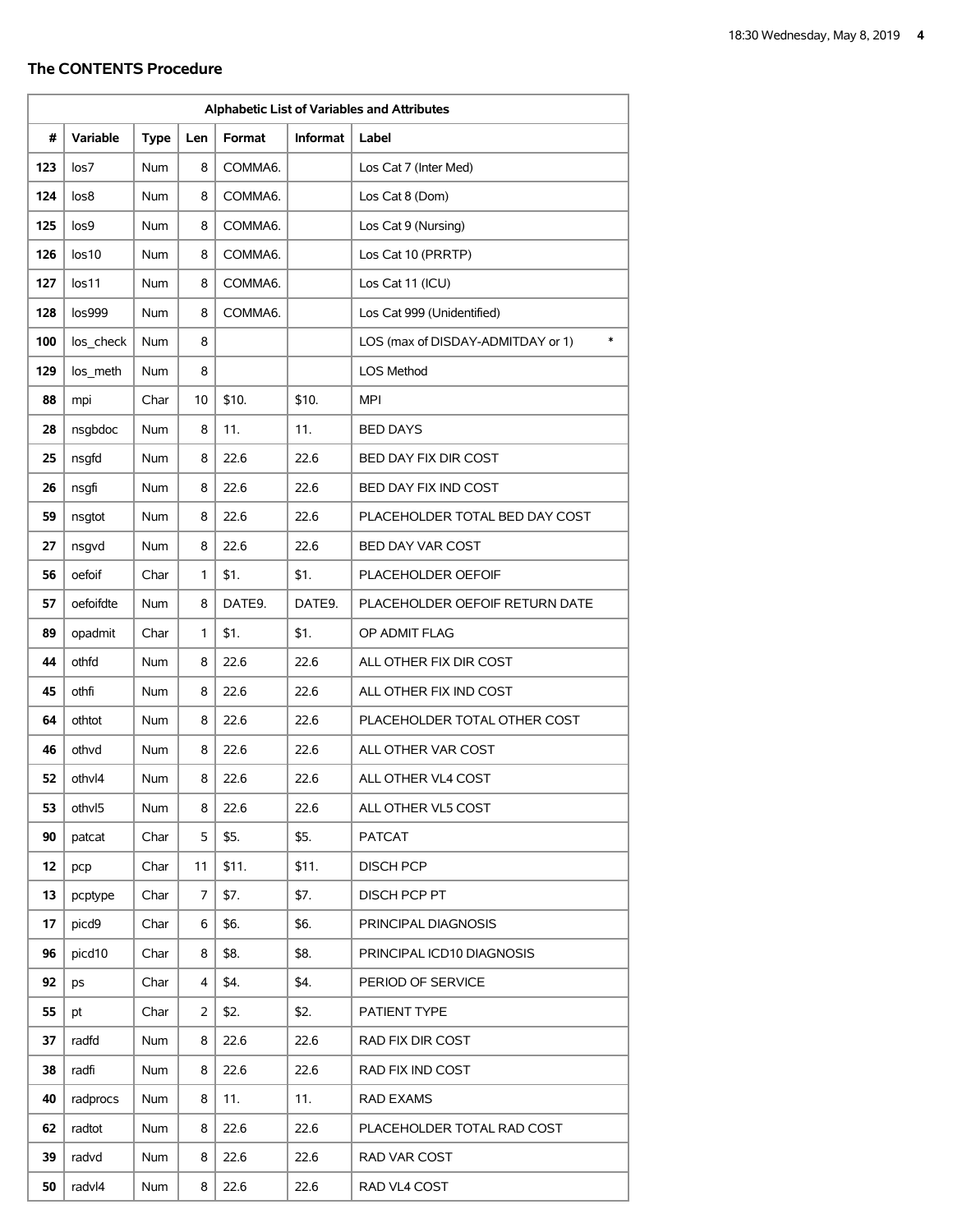## The CONTENTS Procedure

| Alphabetic List of Variables and Attributes | | | | | | |
|---|---|---|---|---|---|---|
| # | Variable | Type | Len | Format | Informat | Label |
| 123 | los7 | Num | 8 | COMMA6. | | Los Cat 7 (Inter Med) |
| 124 | los8 | Num | 8 | COMMA6. | | Los Cat 8 (Dom) |
| 125 | los9 | Num | 8 | COMMA6. | | Los Cat 9 (Nursing) |
| 126 | los10 | Num | 8 | COMMA6. | | Los Cat 10 (PRRTP) |
| 127 | los11 | Num | 8 | COMMA6. | | Los Cat 11 (ICU) |
| 128 | los999 | Num | 8 | COMMA6. | | Los Cat 999 (Unidentified) |
| 100 | los_check | Num | 8 | | | LOS (max of DISDAY-ADMITDAY or 1) * |
| 129 | los_meth | Num | 8 | | | LOS Method |
| 88 | mpi | Char | 10 | $10. | $10. | MPI |
| 28 | nsgbdoc | Num | 8 | 11. | 11. | BED DAYS |
| 25 | nsgfd | Num | 8 | 22.6 | 22.6 | BED DAY FIX DIR COST |
| 26 | nsgfi | Num | 8 | 22.6 | 22.6 | BED DAY FIX IND COST |
| 59 | nsgtot | Num | 8 | 22.6 | 22.6 | PLACEHOLDER TOTAL BED DAY COST |
| 27 | nsgvd | Num | 8 | 22.6 | 22.6 | BED DAY VAR COST |
| 56 | oefoif | Char | 1 | $1. | $1. | PLACEHOLDER OEFOIF |
| 57 | oefoifdte | Num | 8 | DATE9. | DATE9. | PLACEHOLDER OEFOIF RETURN DATE |
| 89 | opadmit | Char | 1 | $1. | $1. | OP ADMIT FLAG |
| 44 | othfd | Num | 8 | 22.6 | 22.6 | ALL OTHER FIX DIR COST |
| 45 | othfi | Num | 8 | 22.6 | 22.6 | ALL OTHER FIX IND COST |
| 64 | othtot | Num | 8 | 22.6 | 22.6 | PLACEHOLDER TOTAL OTHER COST |
| 46 | othvd | Num | 8 | 22.6 | 22.6 | ALL OTHER VAR COST |
| 52 | othvl4 | Num | 8 | 22.6 | 22.6 | ALL OTHER VL4 COST |
| 53 | othvl5 | Num | 8 | 22.6 | 22.6 | ALL OTHER VL5 COST |
| 90 | patcat | Char | 5 | $5. | $5. | PATCAT |
| 12 | pcp | Char | 11 | $11. | $11. | DISCH PCP |
| 13 | pcptype | Char | 7 | $7. | $7. | DISCH PCP PT |
| 17 | picd9 | Char | 6 | $6. | $6. | PRINCIPAL DIAGNOSIS |
| 96 | picd10 | Char | 8 | $8. | $8. | PRINCIPAL ICD10 DIAGNOSIS |
| 92 | ps | Char | 4 | $4. | $4. | PERIOD OF SERVICE |
| 55 | pt | Char | 2 | $2. | $2. | PATIENT TYPE |
| 37 | radfd | Num | 8 | 22.6 | 22.6 | RAD FIX DIR COST |
| 38 | radfi | Num | 8 | 22.6 | 22.6 | RAD FIX IND COST |
| 40 | radprocs | Num | 8 | 11. | 11. | RAD EXAMS |
| 62 | radtot | Num | 8 | 22.6 | 22.6 | PLACEHOLDER TOTAL RAD COST |
| 39 | radvd | Num | 8 | 22.6 | 22.6 | RAD VAR COST |
| 50 | radvl4 | Num | 8 | 22.6 | 22.6 | RAD VL4 COST |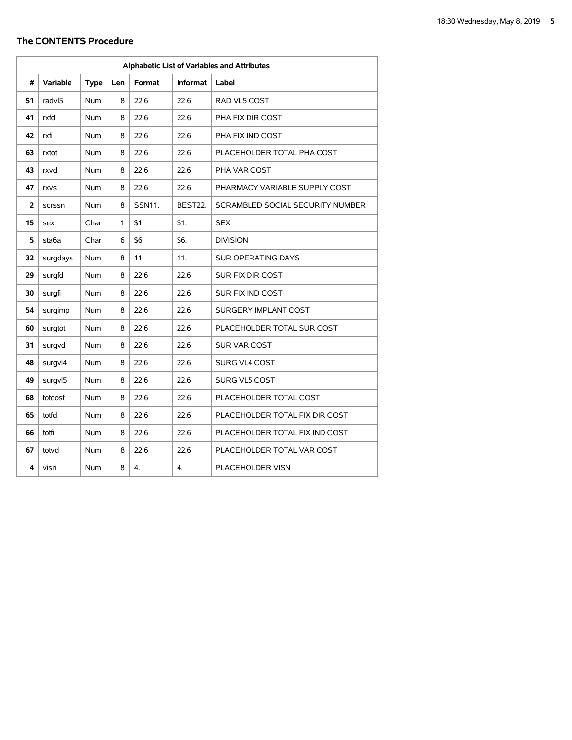## The CONTENTS Procedure

| Alphabetic List of Variables and Attributes | | | | | | |
|---|---|---|---|---|---|---|
| # | Variable | Type | Len | Format | Informat | Label |
| 51 | radvl5 | Num | 8 | 22.6 | 22.6 | RAD VL5 COST |
| 41 | rxfd | Num | 8 | 22.6 | 22.6 | PHA FIX DIR COST |
| 42 | rxfi | Num | 8 | 22.6 | 22.6 | PHA FIX IND COST |
| 63 | rxtot | Num | 8 | 22.6 | 22.6 | PLACEHOLDER TOTAL PHA COST |
| 43 | rxvd | Num | 8 | 22.6 | 22.6 | PHA VAR COST |
| 47 | rxvs | Num | 8 | 22.6 | 22.6 | PHARMACY VARIABLE SUPPLY COST |
| 2 | scrssn | Num | 8 | SSN11. | BEST22. | SCRAMBLED SOCIAL SECURITY NUMBER |
| 15 | sex | Char | 1 | $1. | $1. | SEX |
| 5 | sta6a | Char | 6 | $6. | $6. | DIVISION |
| 32 | surgdays | Num | 8 | 11. | 11. | SUR OPERATING DAYS |
| 29 | surgfd | Num | 8 | 22.6 | 22.6 | SUR FIX DIR COST |
| 30 | surgfi | Num | 8 | 22.6 | 22.6 | SUR FIX IND COST |
| 54 | surgimp | Num | 8 | 22.6 | 22.6 | SURGERY IMPLANT COST |
| 60 | surgtot | Num | 8 | 22.6 | 22.6 | PLACEHOLDER TOTAL SUR COST |
| 31 | surgvd | Num | 8 | 22.6 | 22.6 | SUR VAR COST |
| 48 | surgvl4 | Num | 8 | 22.6 | 22.6 | SURG VL4 COST |
| 49 | surgvl5 | Num | 8 | 22.6 | 22.6 | SURG VL5 COST |
| 68 | totcost | Num | 8 | 22.6 | 22.6 | PLACEHOLDER TOTAL COST |
| 65 | totfd | Num | 8 | 22.6 | 22.6 | PLACEHOLDER TOTAL FIX DIR COST |
| 66 | totfi | Num | 8 | 22.6 | 22.6 | PLACEHOLDER TOTAL FIX IND COST |
| 67 | totvd | Num | 8 | 22.6 | 22.6 | PLACEHOLDER TOTAL VAR COST |
| 4 | visn | Num | 8 | 4. | 4. | PLACEHOLDER VISN |